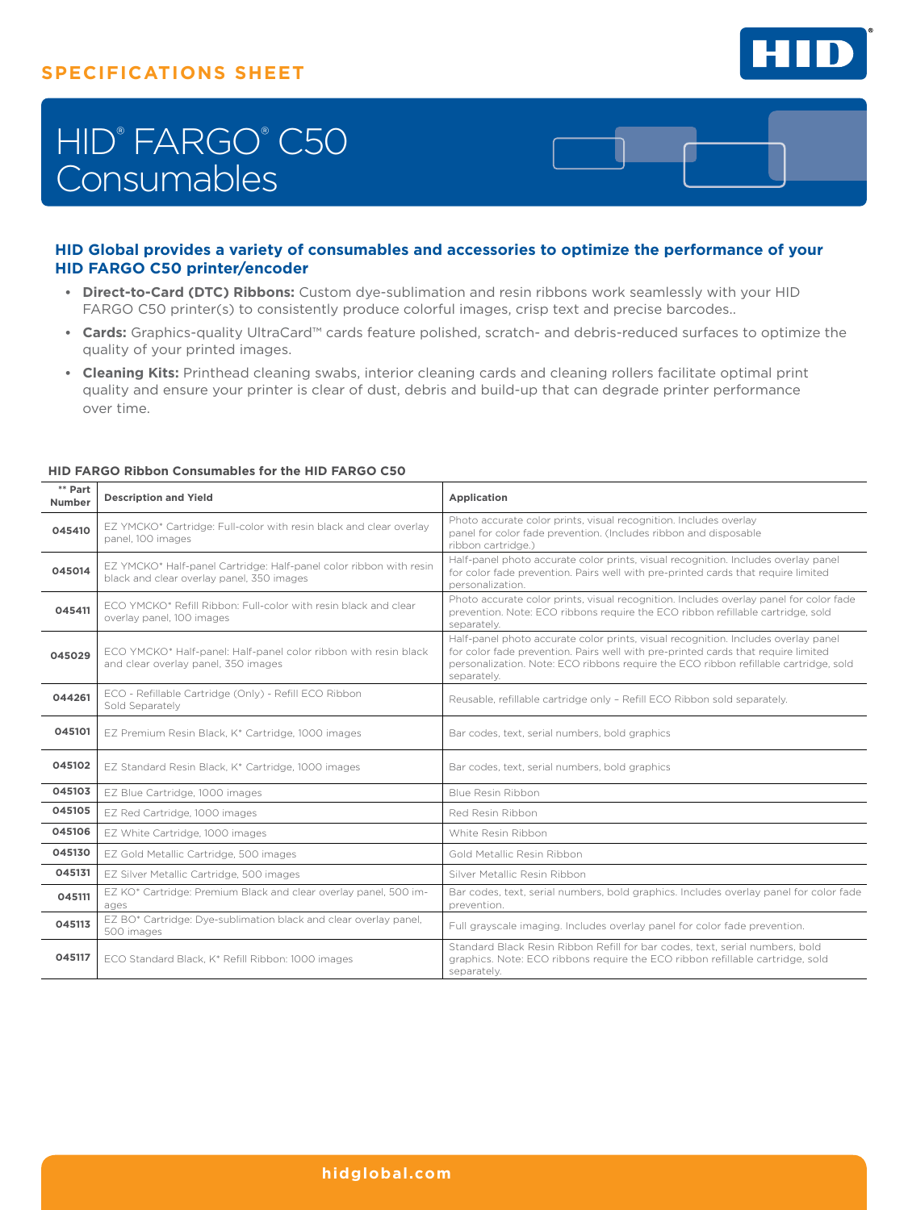SPECIFICATIONS SHEET

# HID® FARGO® C50 Consumables

### HID Global provides a variety of consumables and accessories to optimize the performance of your HID FARGO C50 printer/encoder

- **Direct-to-Card (DTC) Ribbons:** Custom dye-sublimation and resin ribbons work seamlessly with your HID FARGO C50 printer(s) to consistently produce colorful images, crisp text and precise barcodes..
- **Cards:** Graphics-quality UltraCard™ cards feature polished, scratch- and debris-reduced surfaces to optimize the quality of your printed images.
- **Cleaning Kits:** Printhead cleaning swabs, interior cleaning cards and cleaning rollers facilitate optimal print quality and ensure your printer is clear of dust, debris and build-up that can degrade printer performance over time.

#### HID FARGO Ribbon Consumables for the HID FARGO C50

| ** Part Number | Description and Yield | Application |
|---|---|---|
| 045410 | EZ YMCKO* Cartridge: Full-color with resin black and clear overlay panel, 100 images | Photo accurate color prints, visual recognition. Includes overlay panel for color fade prevention. (Includes ribbon and disposable ribbon cartridge.) |
| 045014 | EZ YMCKO* Half-panel Cartridge: Half-panel color ribbon with resin black and clear overlay panel, 350 images | Half-panel photo accurate color prints, visual recognition. Includes overlay panel for color fade prevention. Pairs well with pre-printed cards that require limited personalization. |
| 045411 | ECO YMCKO* Refill Ribbon: Full-color with resin black and clear overlay panel, 100 images | Photo accurate color prints, visual recognition. Includes overlay panel for color fade prevention. Note: ECO ribbons require the ECO ribbon refillable cartridge, sold separately. |
| 045029 | ECO YMCKO* Half-panel: Half-panel color ribbon with resin black and clear overlay panel, 350 images | Half-panel photo accurate color prints, visual recognition. Includes overlay panel for color fade prevention. Pairs well with pre-printed cards that require limited personalization. Note: ECO ribbons require the ECO ribbon refillable cartridge, sold separately. |
| 044261 | ECO - Refillable Cartridge (Only) - Refill ECO Ribbon Sold Separately | Reusable, refillable cartridge only – Refill ECO Ribbon sold separately. |
| 045101 | EZ Premium Resin Black, K* Cartridge, 1000 images | Bar codes, text, serial numbers, bold graphics |
| 045102 | EZ Standard Resin Black, K* Cartridge, 1000 images | Bar codes, text, serial numbers, bold graphics |
| 045103 | EZ Blue Cartridge, 1000 images | Blue Resin Ribbon |
| 045105 | EZ Red Cartridge, 1000 images | Red Resin Ribbon |
| 045106 | EZ White Cartridge, 1000 images | White Resin Ribbon |
| 045130 | EZ Gold Metallic Cartridge, 500 images | Gold Metallic Resin Ribbon |
| 045131 | EZ Silver Metallic Cartridge, 500 images | Silver Metallic Resin Ribbon |
| 045111 | EZ KO* Cartridge: Premium Black and clear overlay panel, 500 images | Bar codes, text, serial numbers, bold graphics. Includes overlay panel for color fade prevention. |
| 045113 | EZ BO* Cartridge: Dye-sublimation black and clear overlay panel, 500 images | Full grayscale imaging. Includes overlay panel for color fade prevention. |
| 045117 | ECO Standard Black, K* Refill Ribbon: 1000 images | Standard Black Resin Ribbon Refill for bar codes, text, serial numbers, bold graphics. Note: ECO ribbons require the ECO ribbon refillable cartridge, sold separately. |

hidglobal.com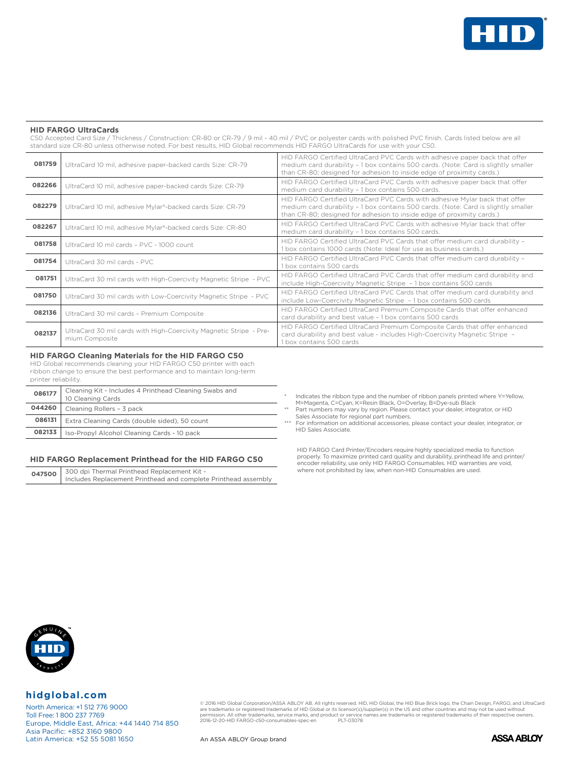## HID FARGO UltraCards

C50 Accepted Card Size / Thickness / Construction: CR-80 or CR-79 / 9 mil - 40 mil / PVC or polyester cards with polished PVC finish. Cards listed below are all standard size CR-80 unless otherwise noted. For best results, HID Global recommends HID FARGO UltraCards for use with your C50.

| | | |
|---|---|---|
| **081759** | UltraCard 10 mil, adhesive paper-backed cards Size: CR-79 | HID FARGO Certified UltraCard PVC Cards with adhesive paper back that offer medium card durability – 1 box contains 500 cards. (Note: Card is slightly smaller than CR-80; designed for adhesion to inside edge of proximity cards.) |
| **082266** | UltraCard 10 mil, adhesive paper-backed cards Size: CR-79 | HID FARGO Certified UltraCard PVC Cards with adhesive paper back that offer medium card durability – 1 box contains 500 cards. |
| **082279** | UltraCard 10 mil, adhesive Mylar®-backed cards Size: CR-79 | HID FARGO Certified UltraCard PVC Cards with adhesive Mylar back that offer medium card durability – 1 box contains 500 cards. (Note: Card is slightly smaller than CR-80; designed for adhesion to inside edge of proximity cards.) |
| **082267** | UltraCard 10 mil, adhesive Mylar®-backed cards Size: CR-80 | HID FARGO Certified UltraCard PVC Cards with adhesive Mylar back that offer medium card durability – 1 box contains 500 cards. |
| **081758** | UltraCard 10 mil cards – PVC - 1000 count | HID FARGO Certified UltraCard PVC Cards that offer medium card durability – 1 box contains 1000 cards (Note: Ideal for use as business cards.) |
| **081754** | UltraCard 30 mil cards - PVC | HID FARGO Certified UltraCard PVC Cards that offer medium card durability – 1 box contains 500 cards |
| **081751** | UltraCard 30 mil cards with High-Coercivity Magnetic Stripe - PVC | HID FARGO Certified UltraCard PVC Cards that offer medium card durability and include High-Coercivity Magnetic Stripe – 1 box contains 500 cards |
| **081750** | UltraCard 30 mil cards with Low-Coercivity Magnetic Stripe - PVC | HID FARGO Certified UltraCard PVC Cards that offer medium card durability and include Low-Coercivity Magnetic Stripe – 1 box contains 500 cards |
| **082136** | UltraCard 30 mil cards – Premium Composite | HID FARGO Certified UltraCard Premium Composite Cards that offer enhanced card durability and best value – 1 box contains 500 cards |
| **082137** | UltraCard 30 mil cards with High-Coercivity Magnetic Stripe - Premium Composite | HID FARGO Certified UltraCard Premium Composite Cards that offer enhanced card durability and best value - includes High-Coercivity Magnetic Stripe – 1 box contains 500 cards |

## HID FARGO Cleaning Materials for the HID FARGO C50

HID Global recommends cleaning your HID FARGO C50 printer with each ribbon change to ensure the best performance and to maintain long-term printer reliability.

| | |
|---|---|
| **086177** | Cleaning Kit - Includes 4 Printhead Cleaning Swabs and 10 Cleaning Cards |
| **044260** | Cleaning Rollers – 3 pack |
| **086131** | Extra Cleaning Cards (double sided), 50 count |
| **082133** | Iso-Propyl Alcohol Cleaning Cards - 10 pack |

## HID FARGO Replacement Printhead for the HID FARGO C50

| | |
|---|---|
| **047500** | 300 dpi Thermal Printhead Replacement Kit - Includes Replacement Printhead and complete Printhead assembly |

\* Indicates the ribbon type and the number of ribbon panels printed where Y=Yellow, M=Magenta, C=Cyan, K=Resin Black, O=Overlay, B=Dye-sub Black

** Part numbers may vary by region. Please contact your dealer, integrator, or HID Sales Associate for regional part numbers.

*** For information on additional accessories, please contact your dealer, integrator, or HID Sales Associate.

HID FARGO Card Printer/Encoders require highly specialized media to function properly. To maximize printed card quality and durability, printhead life and printer/encoder reliability, use only HID FARGO Consumables. HID warranties are void, where not prohibited by law, when non-HID Consumables are used.

**hidglobal.com**

North America: +1 512 776 9000
Toll Free: 1 800 237 7769
Europe, Middle East, Africa: +44 1440 714 850
Asia Pacific: +852 3160 9800
Latin America: +52 55 5081 1650

© 2016 HID Global Corporation/ASSA ABLOY AB. All rights reserved. HID, HID Global, the HID Blue Brick logo, the Chain Design, FARGO, and UltraCard are trademarks or registered trademarks of HID Global or its licensor(s)/supplier(s) in the US and other countries and may not be used without permission. All other trademarks, service marks, and product or service names are trademarks or registered trademarks of their respective owners.
2016-12-20-HID FARGO-c50-consumables-spec-en PLT-03078

An ASSA ABLOY Group brand